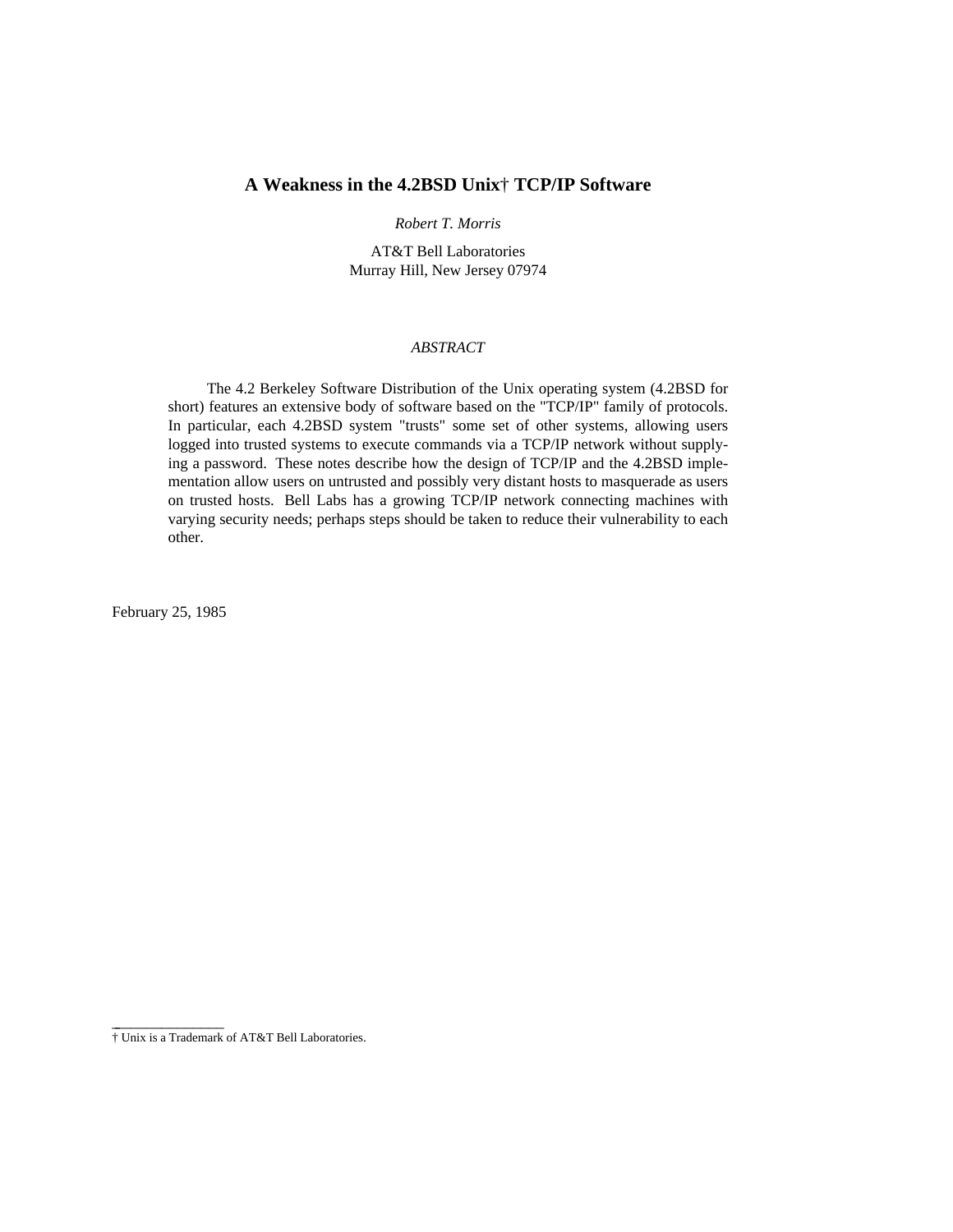# A Weakness in the 4.2BSD Unix† TCP/IP Software

*Robert T. Morris*

AT&T Bell Laboratories
Murray Hill, New Jersey 07974

*ABSTRACT*

The 4.2 Berkeley Software Distribution of the Unix operating system (4.2BSD for short) features an extensive body of software based on the "TCP/IP" family of protocols. In particular, each 4.2BSD system "trusts" some set of other systems, allowing users logged into trusted systems to execute commands via a TCP/IP network without supplying a password. These notes describe how the design of TCP/IP and the 4.2BSD implementation allow users on untrusted and possibly very distant hosts to masquerade as users on trusted hosts. Bell Labs has a growing TCP/IP network connecting machines with varying security needs; perhaps steps should be taken to reduce their vulnerability to each other.

February 25, 1985

---

† Unix is a Trademark of AT&T Bell Laboratories.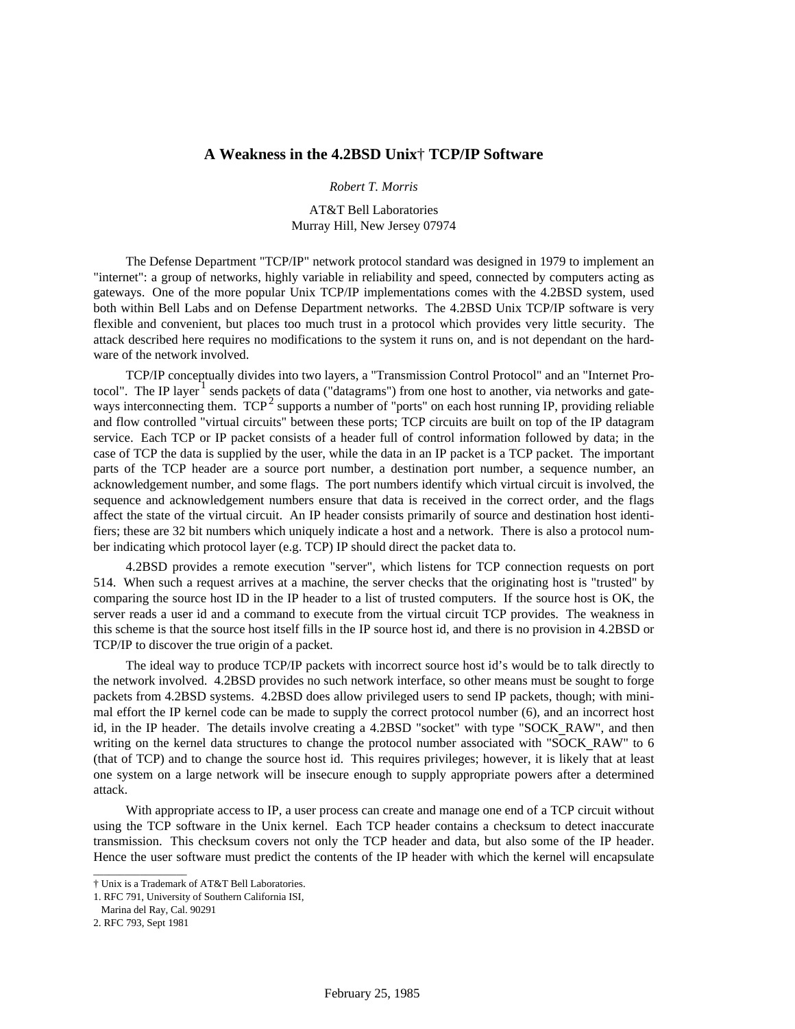# A Weakness in the 4.2BSD Unix† TCP/IP Software

*Robert T. Morris*

AT&T Bell Laboratories
Murray Hill, New Jersey 07974

The Defense Department "TCP/IP" network protocol standard was designed in 1979 to implement an "internet": a group of networks, highly variable in reliability and speed, connected by computers acting as gateways. One of the more popular Unix TCP/IP implementations comes with the 4.2BSD system, used both within Bell Labs and on Defense Department networks. The 4.2BSD Unix TCP/IP software is very flexible and convenient, but places too much trust in a protocol which provides very little security. The attack described here requires no modifications to the system it runs on, and is not dependant on the hardware of the network involved.

TCP/IP conceptually divides into two layers, a "Transmission Control Protocol" and an "Internet Protocol". The IP layer [1] sends packets of data ("datagrams") from one host to another, via networks and gateways interconnecting them. TCP [2] supports a number of "ports" on each host running IP, providing reliable and flow controlled "virtual circuits" between these ports; TCP circuits are built on top of the IP datagram service. Each TCP or IP packet consists of a header full of control information followed by data; in the case of TCP the data is supplied by the user, while the data in an IP packet is a TCP packet. The important parts of the TCP header are a source port number, a destination port number, a sequence number, an acknowledgement number, and some flags. The port numbers identify which virtual circuit is involved, the sequence and acknowledgement numbers ensure that data is received in the correct order, and the flags affect the state of the virtual circuit. An IP header consists primarily of source and destination host identifiers; these are 32 bit numbers which uniquely indicate a host and a network. There is also a protocol number indicating which protocol layer (e.g. TCP) IP should direct the packet data to.

4.2BSD provides a remote execution "server", which listens for TCP connection requests on port 514. When such a request arrives at a machine, the server checks that the originating host is "trusted" by comparing the source host ID in the IP header to a list of trusted computers. If the source host is OK, the server reads a user id and a command to execute from the virtual circuit TCP provides. The weakness in this scheme is that the source host itself fills in the IP source host id, and there is no provision in 4.2BSD or TCP/IP to discover the true origin of a packet.

The ideal way to produce TCP/IP packets with incorrect source host id's would be to talk directly to the network involved. 4.2BSD provides no such network interface, so other means must be sought to forge packets from 4.2BSD systems. 4.2BSD does allow privileged users to send IP packets, though; with minimal effort the IP kernel code can be made to supply the correct protocol number (6), and an incorrect host id, in the IP header. The details involve creating a 4.2BSD "socket" with type "SOCK_RAW", and then writing on the kernel data structures to change the protocol number associated with "SOCK_RAW" to 6 (that of TCP) and to change the source host id. This requires privileges; however, it is likely that at least one system on a large network will be insecure enough to supply appropriate powers after a determined attack.

With appropriate access to IP, a user process can create and manage one end of a TCP circuit without using the TCP software in the Unix kernel. Each TCP header contains a checksum to detect inaccurate transmission. This checksum covers not only the TCP header and data, but also some of the IP header. Hence the user software must predict the contents of the IP header with which the kernel will encapsulate

---

† Unix is a Trademark of AT&T Bell Laboratories.

1. RFC 791, University of Southern California ISI, Marina del Ray, Cal. 90291

2. RFC 793, Sept 1981

February 25, 1985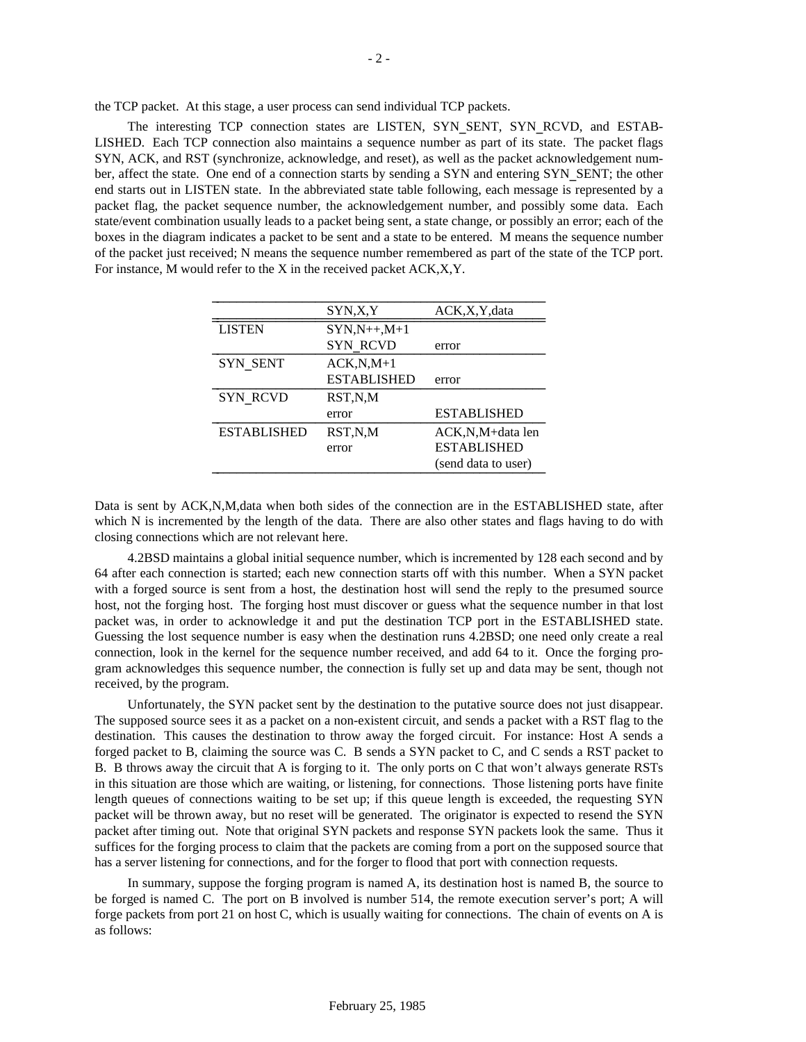the TCP packet. At this stage, a user process can send individual TCP packets.

The interesting TCP connection states are LISTEN, SYN_SENT, SYN_RCVD, and ESTABLISHED. Each TCP connection also maintains a sequence number as part of its state. The packet flags SYN, ACK, and RST (synchronize, acknowledge, and reset), as well as the packet acknowledgement number, affect the state. One end of a connection starts by sending a SYN and entering SYN_SENT; the other end starts out in LISTEN state. In the abbreviated state table following, each message is represented by a packet flag, the packet sequence number, the acknowledgement number, and possibly some data. Each state/event combination usually leads to a packet being sent, a state change, or possibly an error; each of the boxes in the diagram indicates a packet to be sent and a state to be entered. M means the sequence number of the packet just received; N means the sequence number remembered as part of the state of the TCP port. For instance, M would refer to the X in the received packet ACK,X,Y.

| | SYN,X,Y | ACK,X,Y,data |
|---|---|---|
| LISTEN | SYN,N++,M+1<br>SYN_RCVD | error |
| SYN_SENT | ACK,N,M+1<br>ESTABLISHED | error |
| SYN_RCVD | RST,N,M<br>error | ESTABLISHED |
| ESTABLISHED | RST,N,M<br>error | ACK,N,M+data len<br>ESTABLISHED<br>(send data to user) |

Data is sent by ACK,N,M,data when both sides of the connection are in the ESTABLISHED state, after which N is incremented by the length of the data. There are also other states and flags having to do with closing connections which are not relevant here.

4.2BSD maintains a global initial sequence number, which is incremented by 128 each second and by 64 after each connection is started; each new connection starts off with this number. When a SYN packet with a forged source is sent from a host, the destination host will send the reply to the presumed source host, not the forging host. The forging host must discover or guess what the sequence number in that lost packet was, in order to acknowledge it and put the destination TCP port in the ESTABLISHED state. Guessing the lost sequence number is easy when the destination runs 4.2BSD; one need only create a real connection, look in the kernel for the sequence number received, and add 64 to it. Once the forging program acknowledges this sequence number, the connection is fully set up and data may be sent, though not received, by the program.

Unfortunately, the SYN packet sent by the destination to the putative source does not just disappear. The supposed source sees it as a packet on a non-existent circuit, and sends a packet with a RST flag to the destination. This causes the destination to throw away the forged circuit. For instance: Host A sends a forged packet to B, claiming the source was C. B sends a SYN packet to C, and C sends a RST packet to B. B throws away the circuit that A is forging to it. The only ports on C that won't always generate RSTs in this situation are those which are waiting, or listening, for connections. Those listening ports have finite length queues of connections waiting to be set up; if this queue length is exceeded, the requesting SYN packet will be thrown away, but no reset will be generated. The originator is expected to resend the SYN packet after timing out. Note that original SYN packets and response SYN packets look the same. Thus it suffices for the forging process to claim that the packets are coming from a port on the supposed source that has a server listening for connections, and for the forger to flood that port with connection requests.

In summary, suppose the forging program is named A, its destination host is named B, the source to be forged is named C. The port on B involved is number 514, the remote execution server's port; A will forge packets from port 21 on host C, which is usually waiting for connections. The chain of events on A is as follows: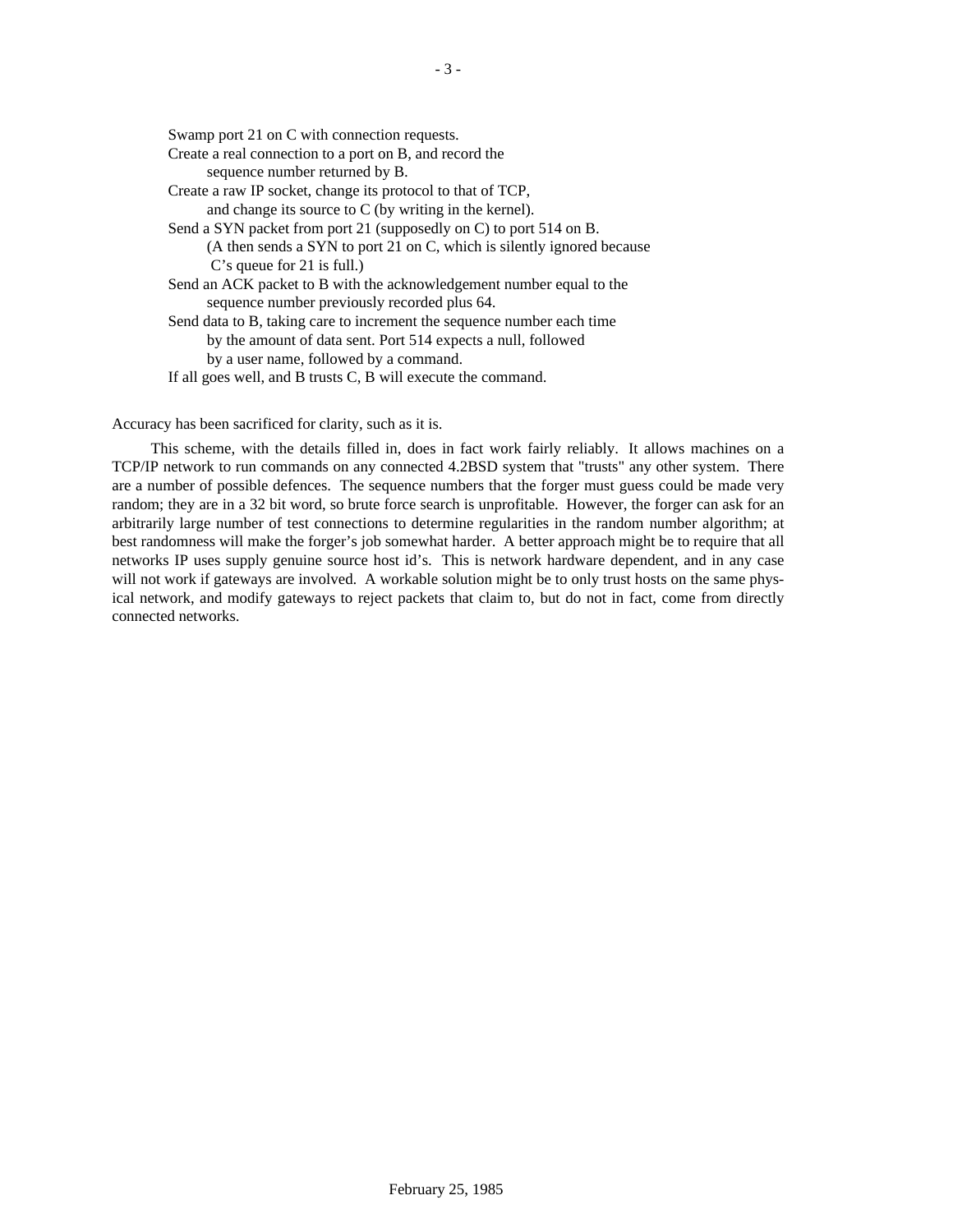Swamp port 21 on C with connection requests.
Create a real connection to a port on B, and record the
    sequence number returned by B.
Create a raw IP socket, change its protocol to that of TCP,
    and change its source to C (by writing in the kernel).
Send a SYN packet from port 21 (supposedly on C) to port 514 on B.
    (A then sends a SYN to port 21 on C, which is silently ignored because
    C's queue for 21 is full.)
Send an ACK packet to B with the acknowledgement number equal to the
    sequence number previously recorded plus 64.
Send data to B, taking care to increment the sequence number each time
    by the amount of data sent. Port 514 expects a null, followed
    by a user name, followed by a command.
If all goes well, and B trusts C, B will execute the command.

Accuracy has been sacrificed for clarity, such as it is.

This scheme, with the details filled in, does in fact work fairly reliably. It allows machines on a TCP/IP network to run commands on any connected 4.2BSD system that "trusts" any other system. There are a number of possible defences. The sequence numbers that the forger must guess could be made very random; they are in a 32 bit word, so brute force search is unprofitable. However, the forger can ask for an arbitrarily large number of test connections to determine regularities in the random number algorithm; at best randomness will make the forger's job somewhat harder. A better approach might be to require that all networks IP uses supply genuine source host id's. This is network hardware dependent, and in any case will not work if gateways are involved. A workable solution might be to only trust hosts on the same physical network, and modify gateways to reject packets that claim to, but do not in fact, come from directly connected networks.